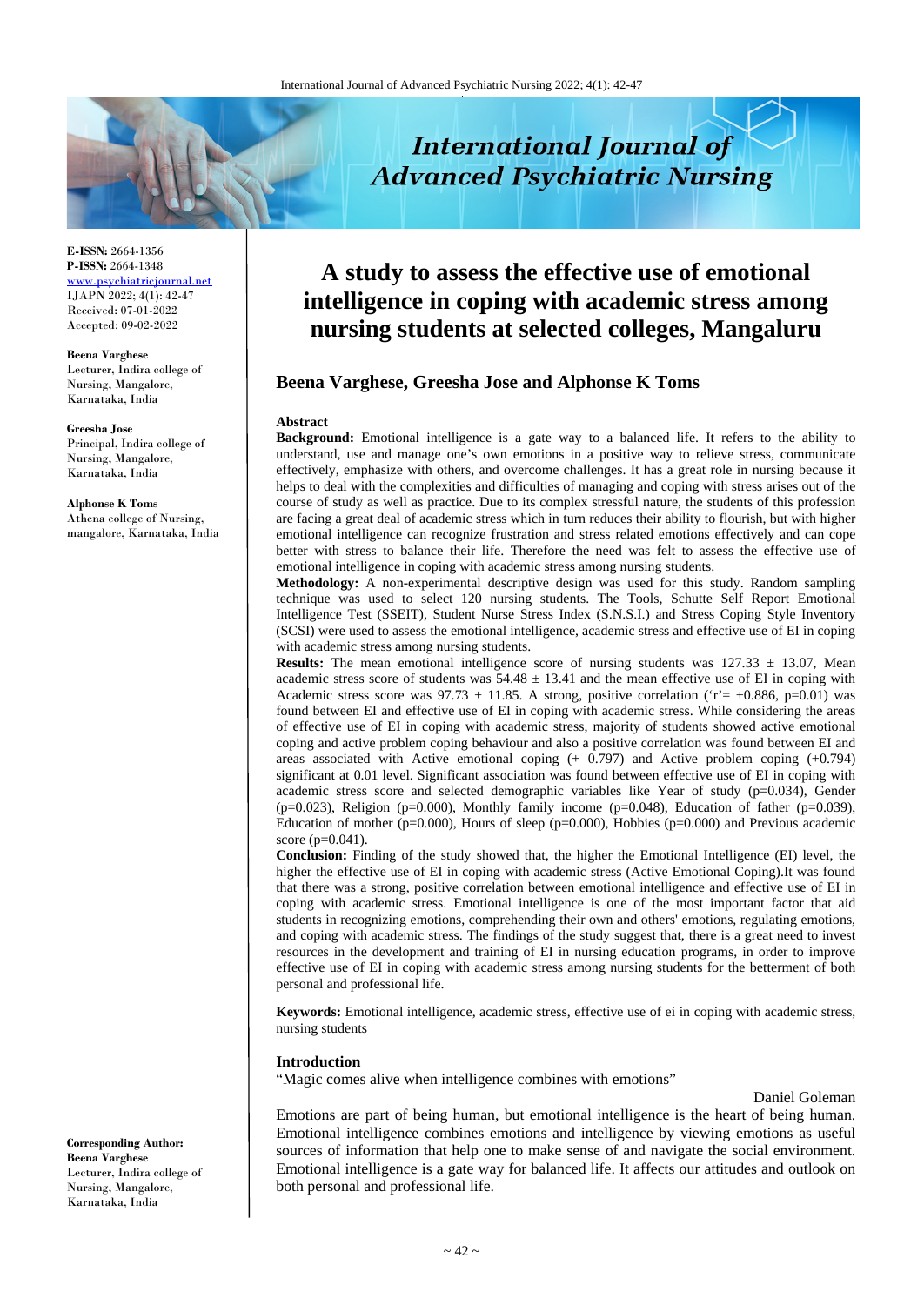# A study to assess the effective use of emotional intelligence in coping with academic stress among nursing students at selected colleges, Mangaluru

**Beena Varghese, Greesha Jose and Alphonse K Toms**

**E-ISSN:** 2664-1356
**P-ISSN:** 2664-1348
www.psychiatricjournal.net
IJAPN 2022; 4(1): 42-47
Received: 07-01-2022
Accepted: 09-02-2022

**Beena Varghese**
Lecturer, Indira college of Nursing, Mangalore, Karnataka, India

**Greesha Jose**
Principal, Indira college of Nursing, Mangalore, Karnataka, India

**Alphonse K Toms**
Athena college of Nursing, mangalore, Karnataka, India

**Corresponding Author:**
**Beena Varghese**
Lecturer, Indira college of Nursing, Mangalore, Karnataka, India

## Abstract

**Background:** Emotional intelligence is a gate way to a balanced life. It refers to the ability to understand, use and manage one's own emotions in a positive way to relieve stress, communicate effectively, emphasize with others, and overcome challenges. It has a great role in nursing because it helps to deal with the complexities and difficulties of managing and coping with stress arises out of the course of study as well as practice. Due to its complex stressful nature, the students of this profession are facing a great deal of academic stress which in turn reduces their ability to flourish, but with higher emotional intelligence can recognize frustration and stress related emotions effectively and can cope better with stress to balance their life. Therefore the need was felt to assess the effective use of emotional intelligence in coping with academic stress among nursing students.

**Methodology:** A non-experimental descriptive design was used for this study. Random sampling technique was used to select 120 nursing students. The Tools, Schutte Self Report Emotional Intelligence Test (SSEIT), Student Nurse Stress Index (S.N.S.I.) and Stress Coping Style Inventory (SCSI) were used to assess the emotional intelligence, academic stress and effective use of EI in coping with academic stress among nursing students.

**Results:** The mean emotional intelligence score of nursing students was 127.33 ± 13.07, Mean academic stress score of students was 54.48 ± 13.41 and the mean effective use of EI in coping with Academic stress score was 97.73 ± 11.85. A strong, positive correlation ('r'= +0.886, p=0.01) was found between EI and effective use of EI in coping with academic stress. While considering the areas of effective use of EI in coping with academic stress, majority of students showed active emotional coping and active problem coping behaviour and also a positive correlation was found between EI and areas associated with Active emotional coping (+ 0.797) and Active problem coping (+0.794) significant at 0.01 level. Significant association was found between effective use of EI in coping with academic stress score and selected demographic variables like Year of study (p=0.034), Gender (p=0.023), Religion (p=0.000), Monthly family income (p=0.048), Education of father (p=0.039), Education of mother (p=0.000), Hours of sleep (p=0.000), Hobbies (p=0.000) and Previous academic score (p=0.041).

**Conclusion:** Finding of the study showed that, the higher the Emotional Intelligence (EI) level, the higher the effective use of EI in coping with academic stress (Active Emotional Coping).It was found that there was a strong, positive correlation between emotional intelligence and effective use of EI in coping with academic stress. Emotional intelligence is one of the most important factor that aid students in recognizing emotions, comprehending their own and others' emotions, regulating emotions, and coping with academic stress. The findings of the study suggest that, there is a great need to invest resources in the development and training of EI in nursing education programs, in order to improve effective use of EI in coping with academic stress among nursing students for the betterment of both personal and professional life.

**Keywords:** Emotional intelligence, academic stress, effective use of ei in coping with academic stress, nursing students

## Introduction

"Magic comes alive when intelligence combines with emotions"

Daniel Goleman

Emotions are part of being human, but emotional intelligence is the heart of being human. Emotional intelligence combines emotions and intelligence by viewing emotions as useful sources of information that help one to make sense of and navigate the social environment. Emotional intelligence is a gate way for balanced life. It affects our attitudes and outlook on both personal and professional life.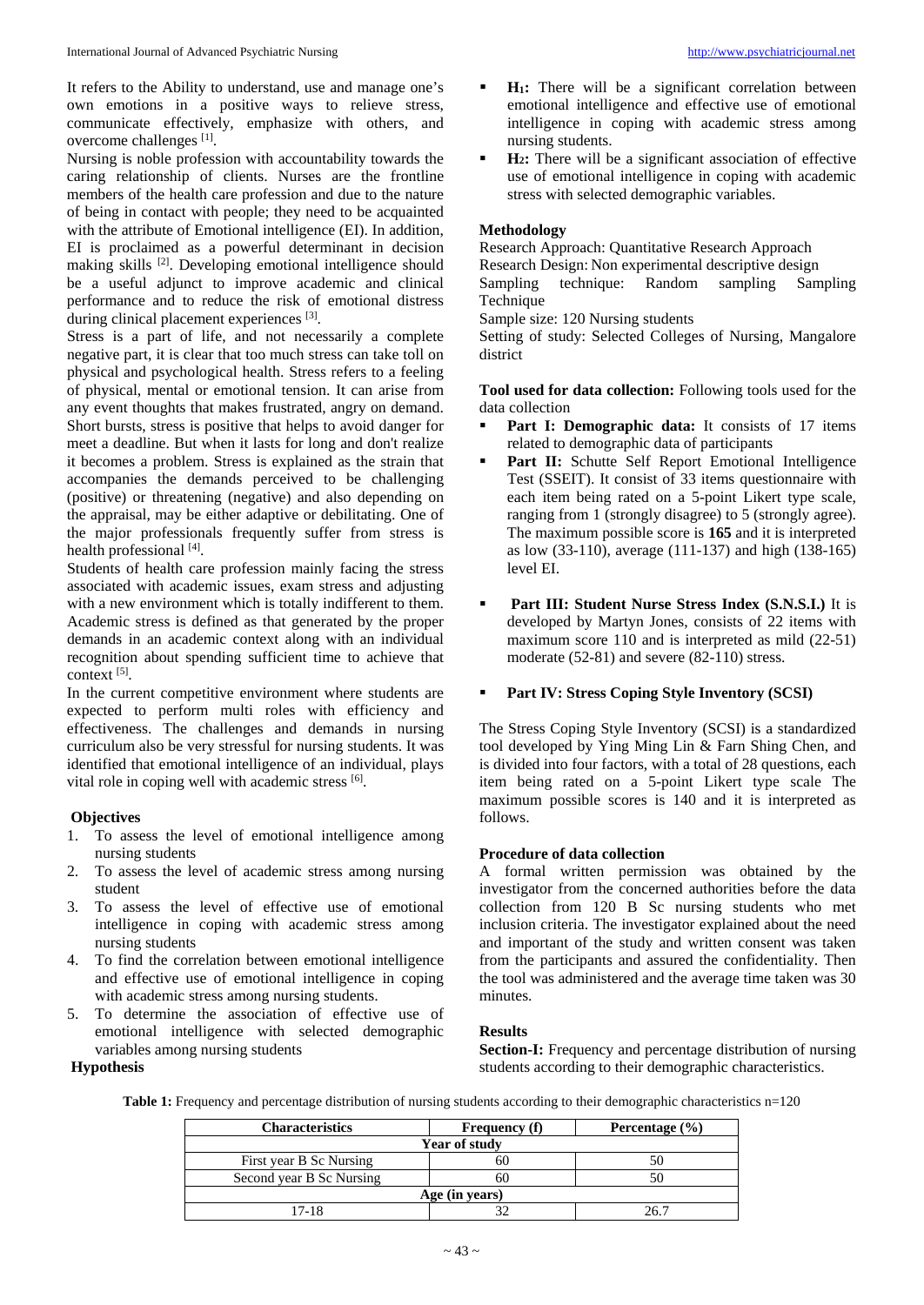It refers to the Ability to understand, use and manage one's own emotions in a positive ways to relieve stress, communicate effectively, emphasize with others, and overcome challenges [1].

Nursing is noble profession with accountability towards the caring relationship of clients. Nurses are the frontline members of the health care profession and due to the nature of being in contact with people; they need to be acquainted with the attribute of Emotional intelligence (EI). In addition, EI is proclaimed as a powerful determinant in decision making skills [2]. Developing emotional intelligence should be a useful adjunct to improve academic and clinical performance and to reduce the risk of emotional distress during clinical placement experiences [3].

Stress is a part of life, and not necessarily a complete negative part, it is clear that too much stress can take toll on physical and psychological health. Stress refers to a feeling of physical, mental or emotional tension. It can arise from any event thoughts that makes frustrated, angry on demand. Short bursts, stress is positive that helps to avoid danger for meet a deadline. But when it lasts for long and don't realize it becomes a problem. Stress is explained as the strain that accompanies the demands perceived to be challenging (positive) or threatening (negative) and also depending on the appraisal, may be either adaptive or debilitating. One of the major professionals frequently suffer from stress is health professional [4].

Students of health care profession mainly facing the stress associated with academic issues, exam stress and adjusting with a new environment which is totally indifferent to them. Academic stress is defined as that generated by the proper demands in an academic context along with an individual recognition about spending sufficient time to achieve that context [5].

In the current competitive environment where students are expected to perform multi roles with efficiency and effectiveness. The challenges and demands in nursing curriculum also be very stressful for nursing students. It was identified that emotional intelligence of an individual, plays vital role in coping well with academic stress [6].

### Objectives

1. To assess the level of emotional intelligence among nursing students
2. To assess the level of academic stress among nursing student
3. To assess the level of effective use of emotional intelligence in coping with academic stress among nursing students
4. To find the correlation between emotional intelligence and effective use of emotional intelligence in coping with academic stress among nursing students.
5. To determine the association of effective use of emotional intelligence with selected demographic variables among nursing students

### Hypothesis

- **H$_1$:** There will be a significant correlation between emotional intelligence and effective use of emotional intelligence in coping with academic stress among nursing students.
- **H$_2$:** There will be a significant association of effective use of emotional intelligence in coping with academic stress with selected demographic variables.

### Methodology

Research Approach: Quantitative Research Approach

Research Design: Non experimental descriptive design

Sampling technique: Random sampling Sampling Technique

Sample size: 120 Nursing students

Setting of study: Selected Colleges of Nursing, Mangalore district

**Tool used for data collection:** Following tools used for the data collection

- **Part I: Demographic data:** It consists of 17 items related to demographic data of participants
- **Part II:** Schutte Self Report Emotional Intelligence Test (SSEIT). It consist of 33 items questionnaire with each item being rated on a 5-point Likert type scale, ranging from 1 (strongly disagree) to 5 (strongly agree). The maximum possible score is **165** and it is interpreted as low (33-110), average (111-137) and high (138-165) level EI.
- **Part III: Student Nurse Stress Index (S.N.S.I.)** It is developed by Martyn Jones, consists of 22 items with maximum score 110 and is interpreted as mild (22-51) moderate (52-81) and severe (82-110) stress.
- **Part IV: Stress Coping Style Inventory (SCSI)**

The Stress Coping Style Inventory (SCSI) is a standardized tool developed by Ying Ming Lin & Farn Shing Chen, and is divided into four factors, with a total of 28 questions, each item being rated on a 5-point Likert type scale The maximum possible scores is 140 and it is interpreted as follows.

### Procedure of data collection

A formal written permission was obtained by the investigator from the concerned authorities before the data collection from 120 B Sc nursing students who met inclusion criteria. The investigator explained about the need and important of the study and written consent was taken from the participants and assured the confidentiality. Then the tool was administered and the average time taken was 30 minutes.

### Results

**Section-I:** Frequency and percentage distribution of nursing students according to their demographic characteristics.

**Table 1:** Frequency and percentage distribution of nursing students according to their demographic characteristics n=120

| Characteristics | Frequency (f) | Percentage (%) |
|---|---|---|
| **Year of study** | | |
| First year B Sc Nursing | 60 | 50 |
| Second year B Sc Nursing | 60 | 50 |
| **Age (in years)** | | |
| 17-18 | 32 | 26.7 |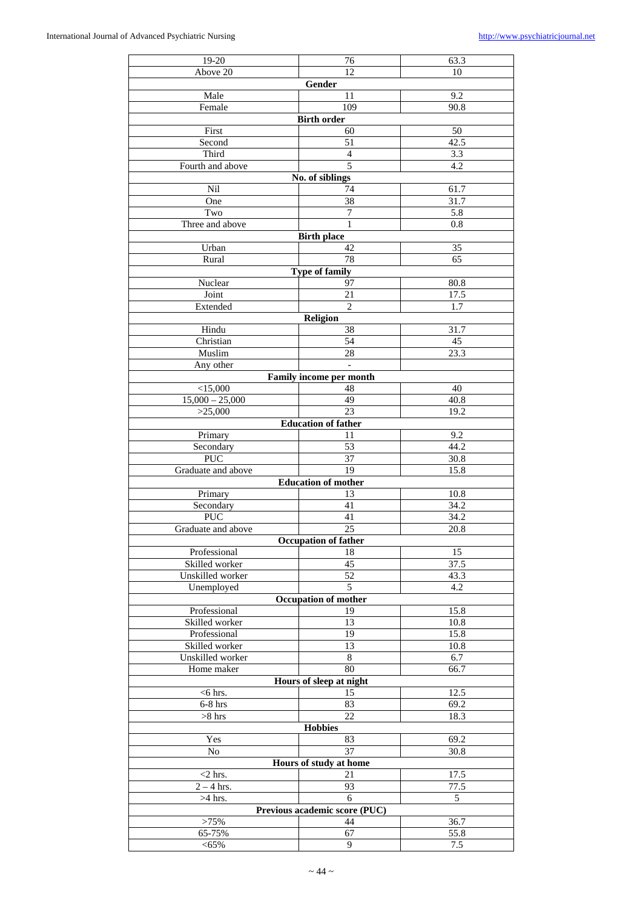| | | |
|---|---|---|
| 19-20 | 76 | 63.3 |
| Above 20 | 12 | 10 |
| **Gender** | | |
| Male | 11 | 9.2 |
| Female | 109 | 90.8 |
| **Birth order** | | |
| First | 60 | 50 |
| Second | 51 | 42.5 |
| Third | 4 | 3.3 |
| Fourth and above | 5 | 4.2 |
| **No. of siblings** | | |
| Nil | 74 | 61.7 |
| One | 38 | 31.7 |
| Two | 7 | 5.8 |
| Three and above | 1 | 0.8 |
| **Birth place** | | |
| Urban | 42 | 35 |
| Rural | 78 | 65 |
| **Type of family** | | |
| Nuclear | 97 | 80.8 |
| Joint | 21 | 17.5 |
| Extended | 2 | 1.7 |
| **Religion** | | |
| Hindu | 38 | 31.7 |
| Christian | 54 | 45 |
| Muslim | 28 | 23.3 |
| Any other | - | |
| **Family income per month** | | |
| <15,000 | 48 | 40 |
| 15,000 – 25,000 | 49 | 40.8 |
| >25,000 | 23 | 19.2 |
| **Education of father** | | |
| Primary | 11 | 9.2 |
| Secondary | 53 | 44.2 |
| PUC | 37 | 30.8 |
| Graduate and above | 19 | 15.8 |
| **Education of mother** | | |
| Primary | 13 | 10.8 |
| Secondary | 41 | 34.2 |
| PUC | 41 | 34.2 |
| Graduate and above | 25 | 20.8 |
| **Occupation of father** | | |
| Professional | 18 | 15 |
| Skilled worker | 45 | 37.5 |
| Unskilled worker | 52 | 43.3 |
| Unemployed | 5 | 4.2 |
| **Occupation of mother** | | |
| Professional | 19 | 15.8 |
| Skilled worker | 13 | 10.8 |
| Professional | 19 | 15.8 |
| Skilled worker | 13 | 10.8 |
| Unskilled worker | 8 | 6.7 |
| Home maker | 80 | 66.7 |
| **Hours of sleep at night** | | |
| <6 hrs. | 15 | 12.5 |
| 6-8 hrs | 83 | 69.2 |
| >8 hrs | 22 | 18.3 |
| **Hobbies** | | |
| Yes | 83 | 69.2 |
| No | 37 | 30.8 |
| **Hours of study at home** | | |
| <2 hrs. | 21 | 17.5 |
| 2 – 4 hrs. | 93 | 77.5 |
| >4 hrs. | 6 | 5 |
| **Previous academic score (PUC)** | | |
| >75% | 44 | 36.7 |
| 65-75% | 67 | 55.8 |
| <65% | 9 | 7.5 |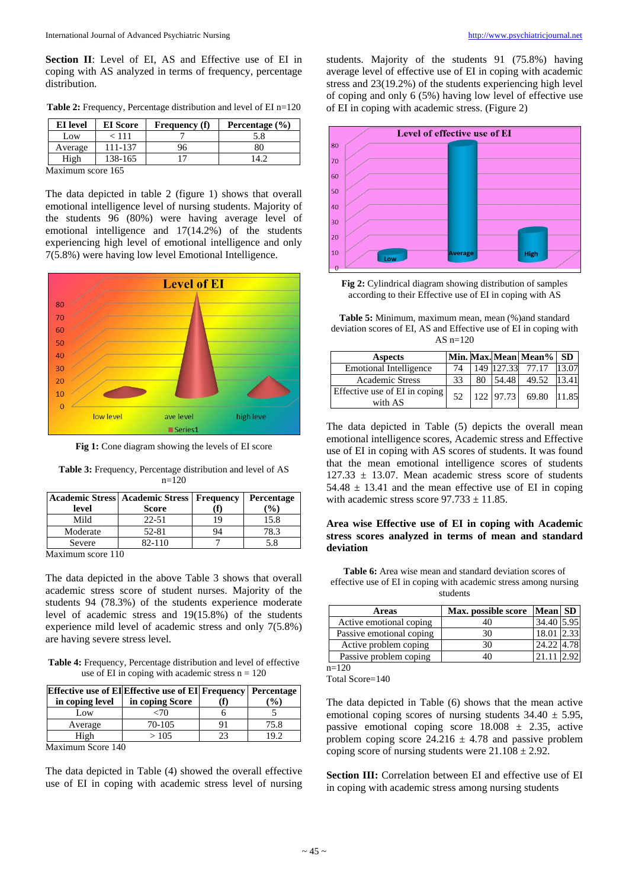**Section II**: Level of EI, AS and Effective use of EI in coping with AS analyzed in terms of frequency, percentage distribution.

**Table 2:** Frequency, Percentage distribution and level of EI n=120

| EI level | EI Score | Frequency (f) | Percentage (%) |
|---|---|---|---|
| Low | < 111 | 7 | 5.8 |
| Average | 111-137 | 96 | 80 |
| High | 138-165 | 17 | 14.2 |

Maximum score 165

The data depicted in table 2 (figure 1) shows that overall emotional intelligence level of nursing students. Majority of the students 96 (80%) were having average level of emotional intelligence and 17(14.2%) of the students experiencing high level of emotional intelligence and only 7(5.8%) were having low level Emotional Intelligence.

Level of EI

80
70
60
50
40
30
20
10
0

low level
ave level
high leve

Series1

**Fig 1:** Cone diagram showing the levels of EI score

**Table 3:** Frequency, Percentage distribution and level of AS n=120

| Academic Stress level | Academic Stress Score | Frequency (f) | Percentage (%) |
|---|---|---|---|
| Mild | 22-51 | 19 | 15.8 |
| Moderate | 52-81 | 94 | 78.3 |
| Severe | 82-110 | 7 | 5.8 |

Maximum score 110

The data depicted in the above Table 3 shows that overall academic stress score of student nurses. Majority of the students 94 (78.3%) of the students experience moderate level of academic stress and 19(15.8%) of the students experience mild level of academic stress and only 7(5.8%) are having severe stress level.

**Table 4:** Frequency, Percentage distribution and level of effective use of EI in coping with academic stress n = 120

| Effective use of EI in coping level | Effective use of EI in coping Score | Frequency (f) | Percentage (%) |
|---|---|---|---|
| Low | <70 | 6 | 5 |
| Average | 70-105 | 91 | 75.8 |
| High | > 105 | 23 | 19.2 |

Maximum Score 140

The data depicted in Table (4) showed the overall effective use of EI in coping with academic stress level of nursing students. Majority of the students 91 (75.8%) having average level of effective use of EI in coping with academic stress and 23(19.2%) of the students experiencing high level of coping and only 6 (5%) having low level of effective use of EI in coping with academic stress. (Figure 2)

Level of effective use of EI

80
70
60
50
40
30
20
10
0

Low
Average
High

**Fig 2:** Cylindrical diagram showing distribution of samples according to their Effective use of EI in coping with AS

**Table 5:** Minimum, maximum mean, mean (%)and standard deviation scores of EI, AS and Effective use of EI in coping with AS n=120

| Aspects | Min. | Max. | Mean | Mean% | SD |
|---|---|---|---|---|---|
| Emotional Intelligence | 74 | 149 | 127.33 | 77.17 | 13.07 |
| Academic Stress | 33 | 80 | 54.48 | 49.52 | 13.41 |
| Effective use of EI in coping with AS | 52 | 122 | 97.73 | 69.80 | 11.85 |

The data depicted in Table (5) depicts the overall mean emotional intelligence scores, Academic stress and Effective use of EI in coping with AS scores of students. It was found that the mean emotional intelligence scores of students 127.33 ± 13.07. Mean academic stress score of students 54.48 ± 13.41 and the mean effective use of EI in coping with academic stress score 97.733 ± 11.85.

**Area wise Effective use of EI in coping with Academic stress scores analyzed in terms of mean and standard deviation**

**Table 6:** Area wise mean and standard deviation scores of effective use of EI in coping with academic stress among nursing students

| Areas | Max. possible score | Mean | SD |
|---|---|---|---|
| Active emotional coping | 40 | 34.40 | 5.95 |
| Passive emotional coping | 30 | 18.01 | 2.33 |
| Active problem coping | 30 | 24.22 | 4.78 |
| Passive problem coping | 40 | 21.11 | 2.92 |

n=120
Total Score=140

The data depicted in Table (6) shows that the mean active emotional coping scores of nursing students 34.40 ± 5.95, passive emotional coping score 18.008 ± 2.35, active problem coping score 24.216 ± 4.78 and passive problem coping score of nursing students were 21.108 ± 2.92.

**Section III:** Correlation between EI and effective use of EI in coping with academic stress among nursing students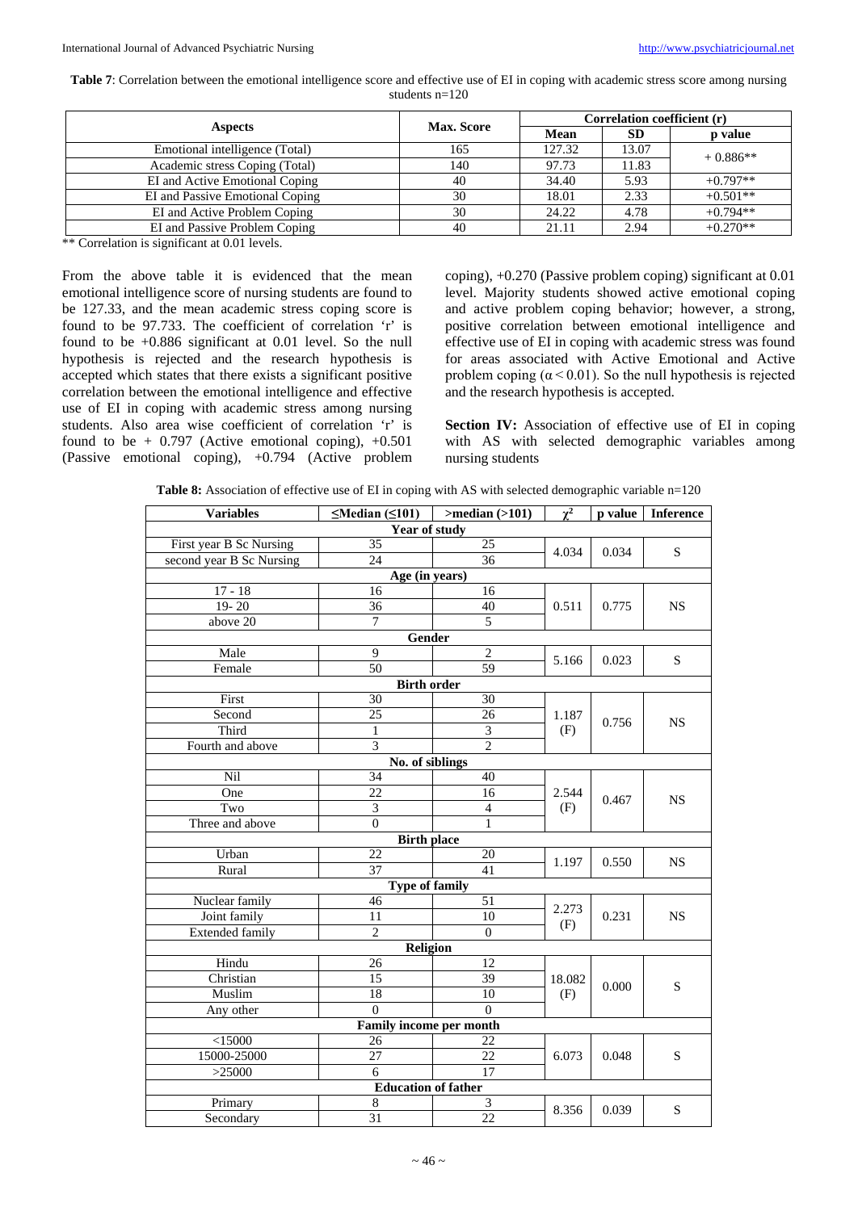**Table 7**: Correlation between the emotional intelligence score and effective use of EI in coping with academic stress score among nursing students n=120

| Aspects | Max. Score | Correlation coefficient (r) | | |
|---|---|---|---|---|
| | | **Mean** | **SD** | **p value** |
| Emotional intelligence (Total) | 165 | 127.32 | 13.07 | + 0.886** |
| Academic stress Coping (Total) | 140 | 97.73 | 11.83 | |
| EI and Active Emotional Coping | 40 | 34.40 | 5.93 | +0.797** |
| EI and Passive Emotional Coping | 30 | 18.01 | 2.33 | +0.501** |
| EI and Active Problem Coping | 30 | 24.22 | 4.78 | +0.794** |
| EI and Passive Problem Coping | 40 | 21.11 | 2.94 | +0.270** |

** Correlation is significant at 0.01 levels.

From the above table it is evidenced that the mean emotional intelligence score of nursing students are found to be 127.33, and the mean academic stress coping score is found to be 97.733. The coefficient of correlation 'r' is found to be +0.886 significant at 0.01 level. So the null hypothesis is rejected and the research hypothesis is accepted which states that there exists a significant positive correlation between the emotional intelligence and effective use of EI in coping with academic stress among nursing students. Also area wise coefficient of correlation 'r' is found to be + 0.797 (Active emotional coping), +0.501 (Passive emotional coping), +0.794 (Active problem coping), +0.270 (Passive problem coping) significant at 0.01 level. Majority students showed active emotional coping and active problem coping behavior; however, a strong, positive correlation between emotional intelligence and effective use of EI in coping with academic stress was found for areas associated with Active Emotional and Active problem coping ($\alpha < 0.01$). So the null hypothesis is rejected and the research hypothesis is accepted.

**Section IV:** Association of effective use of EI in coping with AS with selected demographic variables among nursing students

**Table 8:** Association of effective use of EI in coping with AS with selected demographic variable n=120

| Variables | ≤Median (≤101) | >median (>101) | $\chi^2$ | p value | Inference |
|---|---|---|---|---|---|
| **Year of study** | | | | | |
| First year B Sc Nursing | 35 | 25 | 4.034 | 0.034 | S |
| second year B Sc Nursing | 24 | 36 | | | |
| **Age (in years)** | | | | | |
| 17 - 18 | 16 | 16 | 0.511 | 0.775 | NS |
| 19- 20 | 36 | 40 | | | |
| above 20 | 7 | 5 | | | |
| **Gender** | | | | | |
| Male | 9 | 2 | 5.166 | 0.023 | S |
| Female | 50 | 59 | | | |
| **Birth order** | | | | | |
| First | 30 | 30 | 1.187 (F) | 0.756 | NS |
| Second | 25 | 26 | | | |
| Third | 1 | 3 | | | |
| Fourth and above | 3 | 2 | | | |
| **No. of siblings** | | | | | |
| Nil | 34 | 40 | 2.544 (F) | 0.467 | NS |
| One | 22 | 16 | | | |
| Two | 3 | 4 | | | |
| Three and above | 0 | 1 | | | |
| **Birth place** | | | | | |
| Urban | 22 | 20 | 1.197 | 0.550 | NS |
| Rural | 37 | 41 | | | |
| **Type of family** | | | | | |
| Nuclear family | 46 | 51 | 2.273 (F) | 0.231 | NS |
| Joint family | 11 | 10 | | | |
| Extended family | 2 | 0 | | | |
| **Religion** | | | | | |
| Hindu | 26 | 12 | 18.082 (F) | 0.000 | S |
| Christian | 15 | 39 | | | |
| Muslim | 18 | 10 | | | |
| Any other | 0 | 0 | | | |
| **Family income per month** | | | | | |
| <15000 | 26 | 22 | 6.073 | 0.048 | S |
| 15000-25000 | 27 | 22 | | | |
| >25000 | 6 | 17 | | | |
| **Education of father** | | | | | |
| Primary | 8 | 3 | 8.356 | 0.039 | S |
| Secondary | 31 | 22 | | | |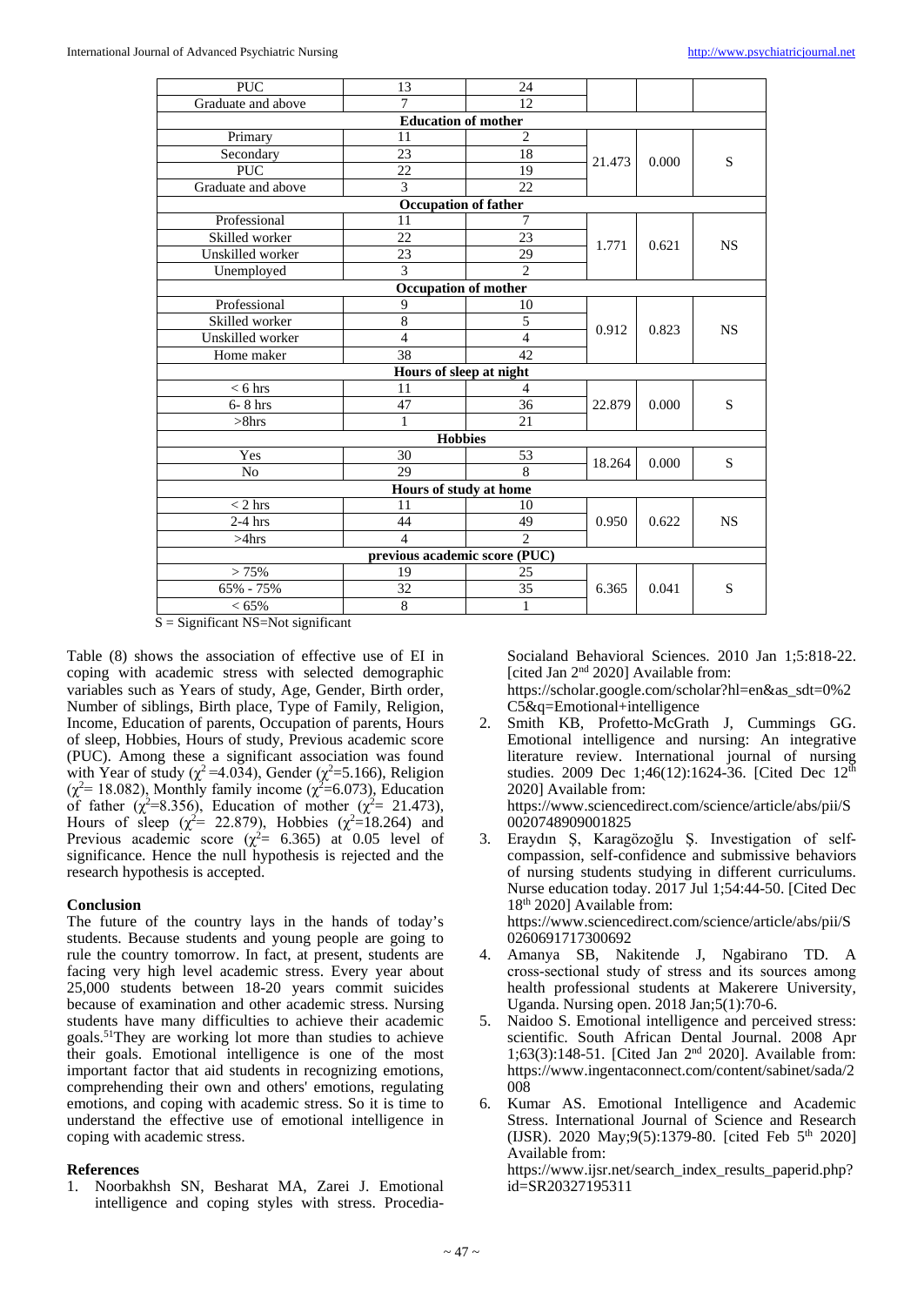| | | | | | |
|---|---|---|---|---|---|
| PUC | 13 | 24 | | | |
| Graduate and above | 7 | 12 | | | |
| **Education of mother** | | | | | |
| Primary | 11 | 2 | 21.473 | 0.000 | S |
| Secondary | 23 | 18 | | | |
| PUC | 22 | 19 | | | |
| Graduate and above | 3 | 22 | | | |
| **Occupation of father** | | | | | |
| Professional | 11 | 7 | 1.771 | 0.621 | NS |
| Skilled worker | 22 | 23 | | | |
| Unskilled worker | 23 | 29 | | | |
| Unemployed | 3 | 2 | | | |
| **Occupation of mother** | | | | | |
| Professional | 9 | 10 | 0.912 | 0.823 | NS |
| Skilled worker | 8 | 5 | | | |
| Unskilled worker | 4 | 4 | | | |
| Home maker | 38 | 42 | | | |
| **Hours of sleep at night** | | | | | |
| < 6 hrs | 11 | 4 | 22.879 | 0.000 | S |
| 6- 8 hrs | 47 | 36 | | | |
| >8hrs | 1 | 21 | | | |
| **Hobbies** | | | | | |
| Yes | 30 | 53 | 18.264 | 0.000 | S |
| No | 29 | 8 | | | |
| **Hours of study at home** | | | | | |
| < 2 hrs | 11 | 10 | 0.950 | 0.622 | NS |
| 2-4 hrs | 44 | 49 | | | |
| >4hrs | 4 | 2 | | | |
| **previous academic score (PUC)** | | | | | |
| > 75% | 19 | 25 | 6.365 | 0.041 | S |
| 65% - 75% | 32 | 35 | | | |
| < 65% | 8 | 1 | | | |

S = Significant NS=Not significant

Table (8) shows the association of effective use of EI in coping with academic stress with selected demographic variables such as Years of study, Age, Gender, Birth order, Number of siblings, Birth place, Type of Family, Religion, Income, Education of parents, Occupation of parents, Hours of sleep, Hobbies, Hours of study, Previous academic score (PUC). Among these a significant association was found with Year of study ($\chi^2$=4.034), Gender ($\chi^2$=5.166), Religion ($\chi^2$= 18.082), Monthly family income ($\chi^2$=6.073), Education of father ($\chi^2$=8.356), Education of mother ($\chi^2$= 21.473), Hours of sleep ($\chi^2$= 22.879), Hobbies ($\chi^2$=18.264) and Previous academic score ($\chi^2$= 6.365) at 0.05 level of significance. Hence the null hypothesis is rejected and the research hypothesis is accepted.

### Conclusion

The future of the country lays in the hands of today's students. Because students and young people are going to rule the country tomorrow. In fact, at present, students are facing very high level academic stress. Every year about 25,000 students between 18-20 years commit suicides because of examination and other academic stress. Nursing students have many difficulties to achieve their academic goals.[51]They are working lot more than studies to achieve their goals. Emotional intelligence is one of the most important factor that aid students in recognizing emotions, comprehending their own and others' emotions, regulating emotions, and coping with academic stress. So it is time to understand the effective use of emotional intelligence in coping with academic stress.

### References

1. Noorbakhsh SN, Besharat MA, Zarei J. Emotional intelligence and coping styles with stress. Procedia-Socialand Behavioral Sciences. 2010 Jan 1;5:818-22. [cited Jan 2nd 2020] Available from: https://scholar.google.com/scholar?hl=en&as_sdt=0%2C5&q=Emotional+intelligence
2. Smith KB, Profetto-McGrath J, Cummings GG. Emotional intelligence and nursing: An integrative literature review. International journal of nursing studies. 2009 Dec 1;46(12):1624-36. [Cited Dec 12th 2020] Available from: https://www.sciencedirect.com/science/article/abs/pii/S0020748909001825
3. Eraydın Ş, Karagözoğlu Ş. Investigation of self-compassion, self-confidence and submissive behaviors of nursing students studying in different curriculums. Nurse education today. 2017 Jul 1;54:44-50. [Cited Dec 18th 2020] Available from: https://www.sciencedirect.com/science/article/abs/pii/S0260691717300692
4. Amanya SB, Nakitende J, Ngabirano TD. A cross-sectional study of stress and its sources among health professional students at Makerere University, Uganda. Nursing open. 2018 Jan;5(1):70-6.
5. Naidoo S. Emotional intelligence and perceived stress: scientific. South African Dental Journal. 2008 Apr 1;63(3):148-51. [Cited Jan 2nd 2020]. Available from: https://www.ingentaconnect.com/content/sabinet/sada/2008
6. Kumar AS. Emotional Intelligence and Academic Stress. International Journal of Science and Research (IJSR). 2020 May;9(5):1379-80. [cited Feb 5th 2020] Available from: https://www.ijsr.net/search_index_results_paperid.php?id=SR20327195311